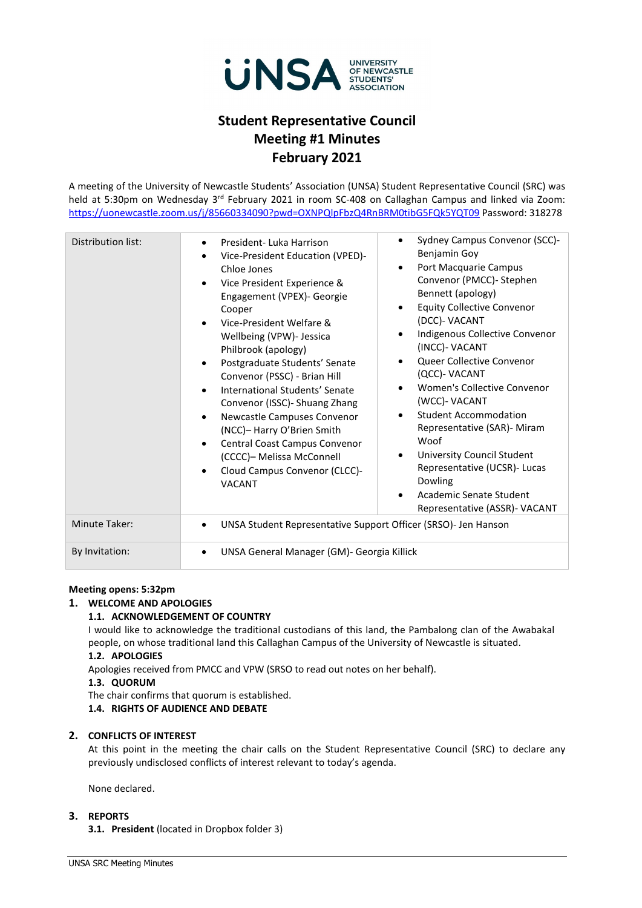UNSA UNIVERSITY OF NEWCASTLE STUDENTS' ASSOCIATION

# Student Representative Council Meeting #1 Minutes February 2021

A meeting of the University of Newcastle Students' Association (UNSA) Student Representative Council (SRC) was held at 5:30pm on Wednesday 3rd February 2021 in room SC-408 on Callaghan Campus and linked via Zoom: https://uonewcastle.zoom.us/j/85660334090?pwd=OXNPQlpFbzQ4RnBRM0tibG5FQk5YQT09 Password: 318278

| Distribution list: | • President- Luka Harrison<br>• Vice-President Education (VPED)- Chloe Jones<br>• Vice President Experience & Engagement (VPEX)- Georgie Cooper<br>• Vice-President Welfare & Wellbeing (VPW)- Jessica Philbrook (apology)<br>• Postgraduate Students' Senate Convenor (PSSC) - Brian Hill<br>• International Students' Senate Convenor (ISSC)- Shuang Zhang<br>• Newcastle Campuses Convenor (NCC)– Harry O'Brien Smith<br>• Central Coast Campus Convenor (CCCC)– Melissa McConnell<br>• Cloud Campus Convenor (CLCC)- VACANT | • Sydney Campus Convenor (SCC)- Benjamin Goy<br>• Port Macquarie Campus Convenor (PMCC)- Stephen Bennett (apology)<br>• Equity Collective Convenor (DCC)- VACANT<br>• Indigenous Collective Convenor (INCC)- VACANT<br>• Queer Collective Convenor (QCC)- VACANT<br>• Women's Collective Convenor (WCC)- VACANT<br>• Student Accommodation Representative (SAR)- Miram Woof<br>• University Council Student Representative (UCSR)- Lucas Dowling<br>• Academic Senate Student Representative (ASSR)- VACANT |
|---|---|---|
| Minute Taker: | • UNSA Student Representative Support Officer (SRSO)- Jen Hanson | |
| By Invitation: | • UNSA General Manager (GM)- Georgia Killick | |

**Meeting opens: 5:32pm**

## 1. WELCOME AND APOLOGIES

### 1.1. ACKNOWLEDGEMENT OF COUNTRY

I would like to acknowledge the traditional custodians of this land, the Pambalong clan of the Awabakal people, on whose traditional land this Callaghan Campus of the University of Newcastle is situated.

### 1.2. APOLOGIES

Apologies received from PMCC and VPW (SRSO to read out notes on her behalf).

### 1.3. QUORUM

The chair confirms that quorum is established.

### 1.4. RIGHTS OF AUDIENCE AND DEBATE

## 2. CONFLICTS OF INTEREST

At this point in the meeting the chair calls on the Student Representative Council (SRC) to declare any previously undisclosed conflicts of interest relevant to today's agenda.

None declared.

## 3. REPORTS

**3.1. President** (located in Dropbox folder 3)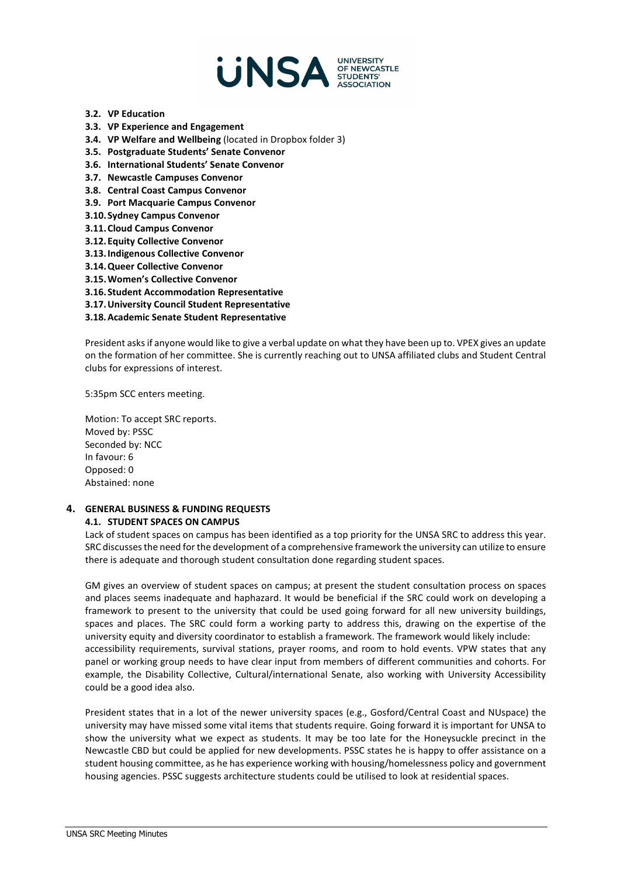- **3.2. VP Education**
- **3.3. VP Experience and Engagement**
- **3.4. VP Welfare and Wellbeing** (located in Dropbox folder 3)
- **3.5. Postgraduate Students' Senate Convenor**
- **3.6. International Students' Senate Convenor**
- **3.7. Newcastle Campuses Convenor**
- **3.8. Central Coast Campus Convenor**
- **3.9. Port Macquarie Campus Convenor**
- **3.10. Sydney Campus Convenor**
- **3.11. Cloud Campus Convenor**
- **3.12. Equity Collective Convenor**
- **3.13. Indigenous Collective Convenor**
- **3.14. Queer Collective Convenor**
- **3.15. Women's Collective Convenor**
- **3.16. Student Accommodation Representative**
- **3.17. University Council Student Representative**
- **3.18. Academic Senate Student Representative**

President asks if anyone would like to give a verbal update on what they have been up to. VPEX gives an update on the formation of her committee. She is currently reaching out to UNSA affiliated clubs and Student Central clubs for expressions of interest.

5:35pm SCC enters meeting.

Motion: To accept SRC reports.
Moved by: PSSC
Seconded by: NCC
In favour: 6
Opposed: 0
Abstained: none

## 4. GENERAL BUSINESS & FUNDING REQUESTS

### 4.1. STUDENT SPACES ON CAMPUS

Lack of student spaces on campus has been identified as a top priority for the UNSA SRC to address this year. SRC discusses the need for the development of a comprehensive framework the university can utilize to ensure there is adequate and thorough student consultation done regarding student spaces.

GM gives an overview of student spaces on campus; at present the student consultation process on spaces and places seems inadequate and haphazard. It would be beneficial if the SRC could work on developing a framework to present to the university that could be used going forward for all new university buildings, spaces and places. The SRC could form a working party to address this, drawing on the expertise of the university equity and diversity coordinator to establish a framework. The framework would likely include: accessibility requirements, survival stations, prayer rooms, and room to hold events. VPW states that any panel or working group needs to have clear input from members of different communities and cohorts. For example, the Disability Collective, Cultural/international Senate, also working with University Accessibility could be a good idea also.

President states that in a lot of the newer university spaces (e.g., Gosford/Central Coast and NUspace) the university may have missed some vital items that students require. Going forward it is important for UNSA to show the university what we expect as students. It may be too late for the Honeysuckle precinct in the Newcastle CBD but could be applied for new developments. PSSC states he is happy to offer assistance on a student housing committee, as he has experience working with housing/homelessness policy and government housing agencies. PSSC suggests architecture students could be utilised to look at residential spaces.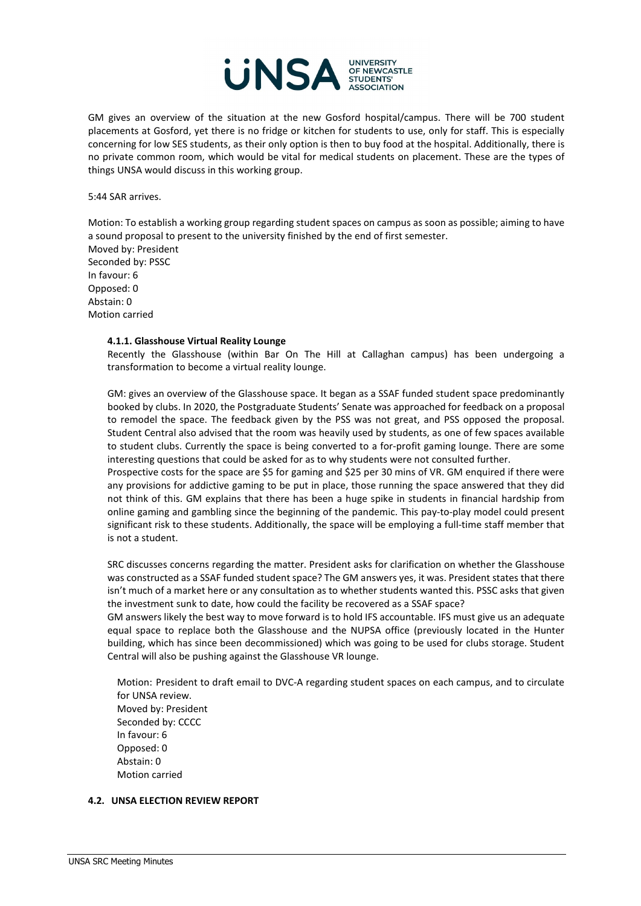GM gives an overview of the situation at the new Gosford hospital/campus. There will be 700 student placements at Gosford, yet there is no fridge or kitchen for students to use, only for staff. This is especially concerning for low SES students, as their only option is then to buy food at the hospital. Additionally, there is no private common room, which would be vital for medical students on placement. These are the types of things UNSA would discuss in this working group.

5:44 SAR arrives.

Motion: To establish a working group regarding student spaces on campus as soon as possible; aiming to have a sound proposal to present to the university finished by the end of first semester.
Moved by: President
Seconded by: PSSC
In favour: 6
Opposed: 0
Abstain: 0
Motion carried

#### 4.1.1. Glasshouse Virtual Reality Lounge

Recently the Glasshouse (within Bar On The Hill at Callaghan campus) has been undergoing a transformation to become a virtual reality lounge.

GM: gives an overview of the Glasshouse space. It began as a SSAF funded student space predominantly booked by clubs. In 2020, the Postgraduate Students' Senate was approached for feedback on a proposal to remodel the space. The feedback given by the PSS was not great, and PSS opposed the proposal. Student Central also advised that the room was heavily used by students, as one of few spaces available to student clubs. Currently the space is being converted to a for-profit gaming lounge. There are some interesting questions that could be asked for as to why students were not consulted further.
Prospective costs for the space are $5 for gaming and $25 per 30 mins of VR. GM enquired if there were any provisions for addictive gaming to be put in place, those running the space answered that they did not think of this. GM explains that there has been a huge spike in students in financial hardship from online gaming and gambling since the beginning of the pandemic. This pay-to-play model could present significant risk to these students. Additionally, the space will be employing a full-time staff member that is not a student.

SRC discusses concerns regarding the matter. President asks for clarification on whether the Glasshouse was constructed as a SSAF funded student space? The GM answers yes, it was. President states that there isn't much of a market here or any consultation as to whether students wanted this. PSSC asks that given the investment sunk to date, how could the facility be recovered as a SSAF space?
GM answers likely the best way to move forward is to hold IFS accountable. IFS must give us an adequate equal space to replace both the Glasshouse and the NUPSA office (previously located in the Hunter building, which has since been decommissioned) which was going to be used for clubs storage. Student Central will also be pushing against the Glasshouse VR lounge.

Motion: President to draft email to DVC-A regarding student spaces on each campus, and to circulate for UNSA review.
Moved by: President
Seconded by: CCCC
In favour: 6
Opposed: 0
Abstain: 0
Motion carried

### 4.2. UNSA ELECTION REVIEW REPORT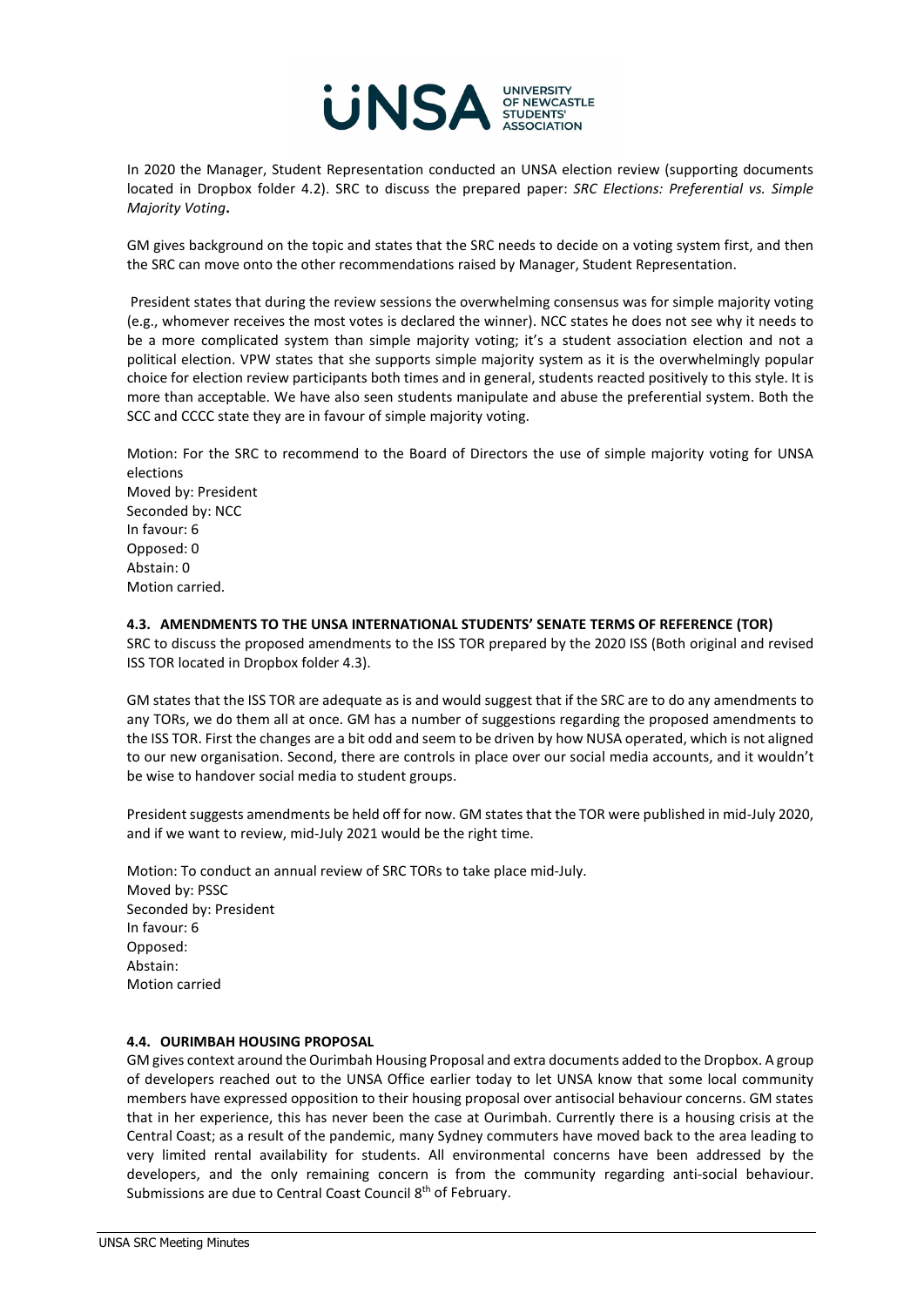In 2020 the Manager, Student Representation conducted an UNSA election review (supporting documents located in Dropbox folder 4.2). SRC to discuss the prepared paper: *SRC Elections: Preferential vs. Simple Majority Voting***.**

GM gives background on the topic and states that the SRC needs to decide on a voting system first, and then the SRC can move onto the other recommendations raised by Manager, Student Representation.

President states that during the review sessions the overwhelming consensus was for simple majority voting (e.g., whomever receives the most votes is declared the winner). NCC states he does not see why it needs to be a more complicated system than simple majority voting; it's a student association election and not a political election. VPW states that she supports simple majority system as it is the overwhelmingly popular choice for election review participants both times and in general, students reacted positively to this style. It is more than acceptable. We have also seen students manipulate and abuse the preferential system. Both the SCC and CCCC state they are in favour of simple majority voting.

Motion: For the SRC to recommend to the Board of Directors the use of simple majority voting for UNSA elections
Moved by: President
Seconded by: NCC
In favour: 6
Opposed: 0
Abstain: 0
Motion carried.

### 4.3. AMENDMENTS TO THE UNSA INTERNATIONAL STUDENTS' SENATE TERMS OF REFERENCE (TOR)

SRC to discuss the proposed amendments to the ISS TOR prepared by the 2020 ISS (Both original and revised ISS TOR located in Dropbox folder 4.3).

GM states that the ISS TOR are adequate as is and would suggest that if the SRC are to do any amendments to any TORs, we do them all at once. GM has a number of suggestions regarding the proposed amendments to the ISS TOR. First the changes are a bit odd and seem to be driven by how NUSA operated, which is not aligned to our new organisation. Second, there are controls in place over our social media accounts, and it wouldn't be wise to handover social media to student groups.

President suggests amendments be held off for now. GM states that the TOR were published in mid-July 2020, and if we want to review, mid-July 2021 would be the right time.

Motion: To conduct an annual review of SRC TORs to take place mid-July.
Moved by: PSSC
Seconded by: President
In favour: 6
Opposed:
Abstain:
Motion carried

### 4.4. OURIMBAH HOUSING PROPOSAL

GM gives context around the Ourimbah Housing Proposal and extra documents added to the Dropbox. A group of developers reached out to the UNSA Office earlier today to let UNSA know that some local community members have expressed opposition to their housing proposal over antisocial behaviour concerns. GM states that in her experience, this has never been the case at Ourimbah. Currently there is a housing crisis at the Central Coast; as a result of the pandemic, many Sydney commuters have moved back to the area leading to very limited rental availability for students. All environmental concerns have been addressed by the developers, and the only remaining concern is from the community regarding anti-social behaviour. Submissions are due to Central Coast Council 8th of February.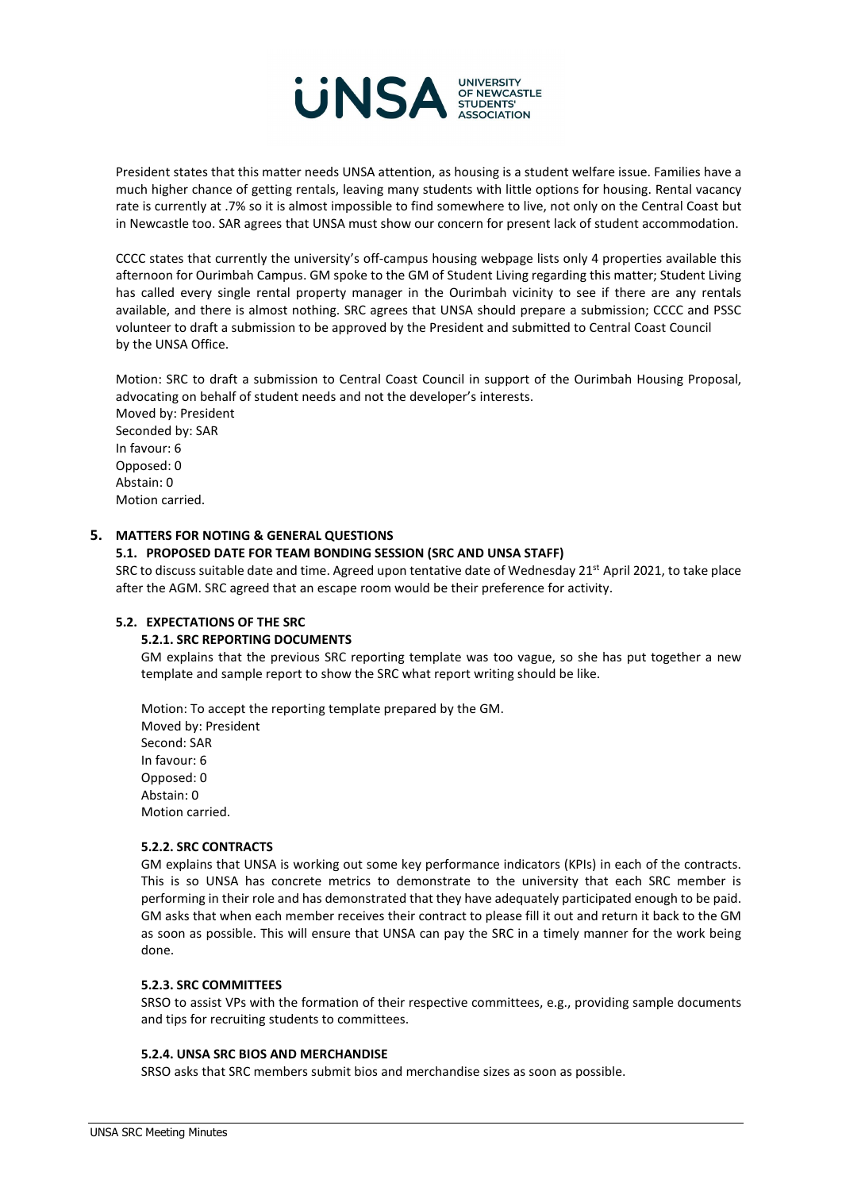President states that this matter needs UNSA attention, as housing is a student welfare issue. Families have a much higher chance of getting rentals, leaving many students with little options for housing. Rental vacancy rate is currently at .7% so it is almost impossible to find somewhere to live, not only on the Central Coast but in Newcastle too. SAR agrees that UNSA must show our concern for present lack of student accommodation.

CCCC states that currently the university's off-campus housing webpage lists only 4 properties available this afternoon for Ourimbah Campus. GM spoke to the GM of Student Living regarding this matter; Student Living has called every single rental property manager in the Ourimbah vicinity to see if there are any rentals available, and there is almost nothing. SRC agrees that UNSA should prepare a submission; CCCC and PSSC volunteer to draft a submission to be approved by the President and submitted to Central Coast Council by the UNSA Office.

Motion: SRC to draft a submission to Central Coast Council in support of the Ourimbah Housing Proposal, advocating on behalf of student needs and not the developer's interests.
Moved by: President
Seconded by: SAR
In favour: 6
Opposed: 0
Abstain: 0
Motion carried.

## 5. MATTERS FOR NOTING & GENERAL QUESTIONS

### 5.1. PROPOSED DATE FOR TEAM BONDING SESSION (SRC AND UNSA STAFF)

SRC to discuss suitable date and time. Agreed upon tentative date of Wednesday 21st April 2021, to take place after the AGM. SRC agreed that an escape room would be their preference for activity.

### 5.2. EXPECTATIONS OF THE SRC

#### 5.2.1. SRC REPORTING DOCUMENTS

GM explains that the previous SRC reporting template was too vague, so she has put together a new template and sample report to show the SRC what report writing should be like.

Motion: To accept the reporting template prepared by the GM.
Moved by: President
Second: SAR
In favour: 6
Opposed: 0
Abstain: 0
Motion carried.

#### 5.2.2. SRC CONTRACTS

GM explains that UNSA is working out some key performance indicators (KPIs) in each of the contracts. This is so UNSA has concrete metrics to demonstrate to the university that each SRC member is performing in their role and has demonstrated that they have adequately participated enough to be paid. GM asks that when each member receives their contract to please fill it out and return it back to the GM as soon as possible. This will ensure that UNSA can pay the SRC in a timely manner for the work being done.

#### 5.2.3. SRC COMMITTEES

SRSO to assist VPs with the formation of their respective committees, e.g., providing sample documents and tips for recruiting students to committees.

#### 5.2.4. UNSA SRC BIOS AND MERCHANDISE

SRSO asks that SRC members submit bios and merchandise sizes as soon as possible.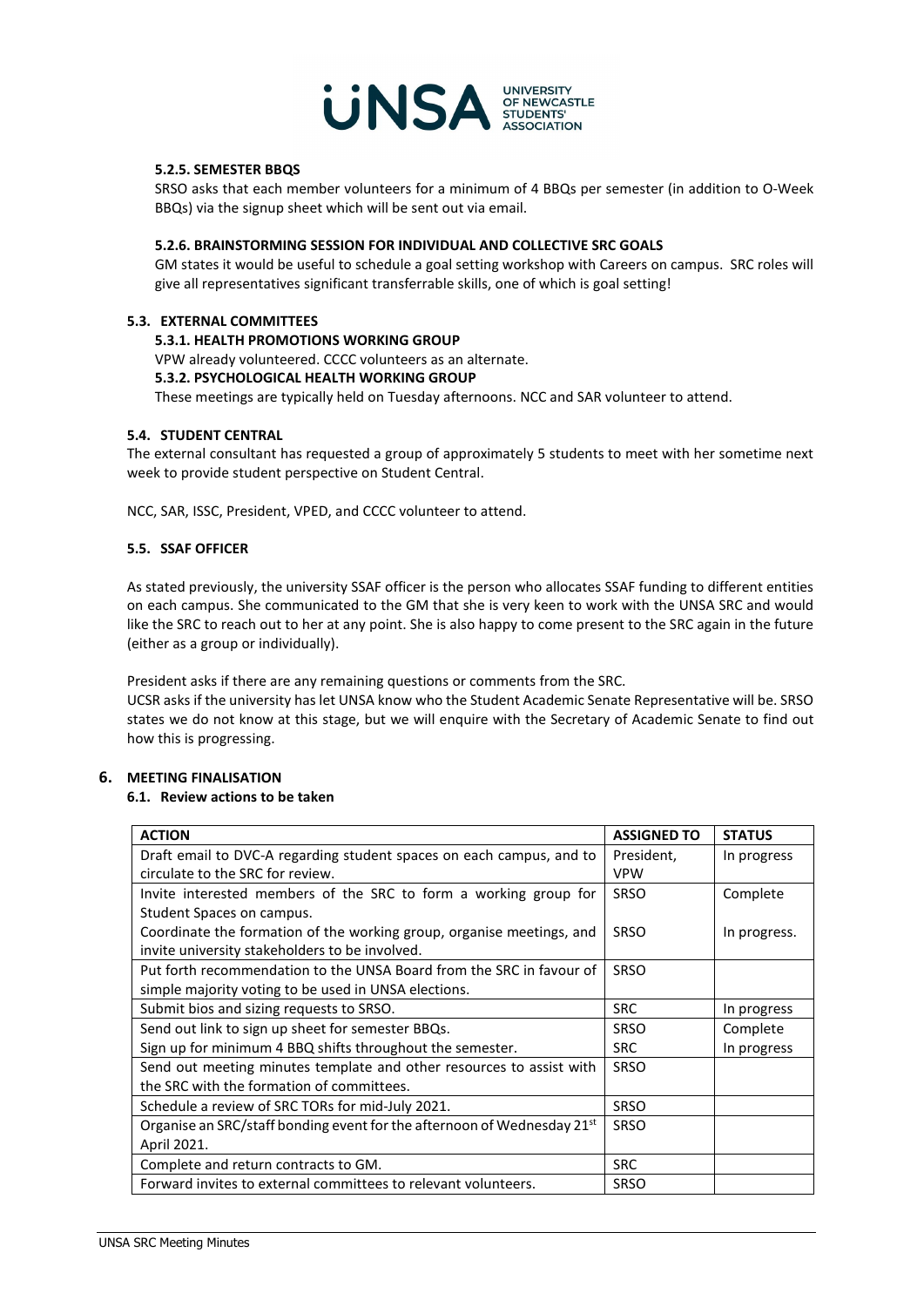#### 5.2.5. SEMESTER BBQS

SRSO asks that each member volunteers for a minimum of 4 BBQs per semester (in addition to O-Week BBQs) via the signup sheet which will be sent out via email.

#### 5.2.6. BRAINSTORMING SESSION FOR INDIVIDUAL AND COLLECTIVE SRC GOALS

GM states it would be useful to schedule a goal setting workshop with Careers on campus. SRC roles will give all representatives significant transferrable skills, one of which is goal setting!

### 5.3. EXTERNAL COMMITTEES

#### 5.3.1. HEALTH PROMOTIONS WORKING GROUP

VPW already volunteered. CCCC volunteers as an alternate.

#### 5.3.2. PSYCHOLOGICAL HEALTH WORKING GROUP

These meetings are typically held on Tuesday afternoons. NCC and SAR volunteer to attend.

### 5.4. STUDENT CENTRAL

The external consultant has requested a group of approximately 5 students to meet with her sometime next week to provide student perspective on Student Central.

NCC, SAR, ISSC, President, VPED, and CCCC volunteer to attend.

### 5.5. SSAF OFFICER

As stated previously, the university SSAF officer is the person who allocates SSAF funding to different entities on each campus. She communicated to the GM that she is very keen to work with the UNSA SRC and would like the SRC to reach out to her at any point. She is also happy to come present to the SRC again in the future (either as a group or individually).

President asks if there are any remaining questions or comments from the SRC.

UCSR asks if the university has let UNSA know who the Student Academic Senate Representative will be. SRSO states we do not know at this stage, but we will enquire with the Secretary of Academic Senate to find out how this is progressing.

## 6. MEETING FINALISATION

### 6.1. Review actions to be taken

| ACTION | ASSIGNED TO | STATUS |
|---|---|---|
| Draft email to DVC-A regarding student spaces on each campus, and to circulate to the SRC for review. | President, VPW | In progress |
| Invite interested members of the SRC to form a working group for Student Spaces on campus. | SRSO | Complete |
| Coordinate the formation of the working group, organise meetings, and invite university stakeholders to be involved. | SRSO | In progress. |
| Put forth recommendation to the UNSA Board from the SRC in favour of simple majority voting to be used in UNSA elections. | SRSO | |
| Submit bios and sizing requests to SRSO. | SRC | In progress |
| Send out link to sign up sheet for semester BBQs. | SRSO | Complete |
| Sign up for minimum 4 BBQ shifts throughout the semester. | SRC | In progress |
| Send out meeting minutes template and other resources to assist with the SRC with the formation of committees. | SRSO | |
| Schedule a review of SRC TORs for mid-July 2021. | SRSO | |
| Organise an SRC/staff bonding event for the afternoon of Wednesday 21st April 2021. | SRSO | |
| Complete and return contracts to GM. | SRC | |
| Forward invites to external committees to relevant volunteers. | SRSO | |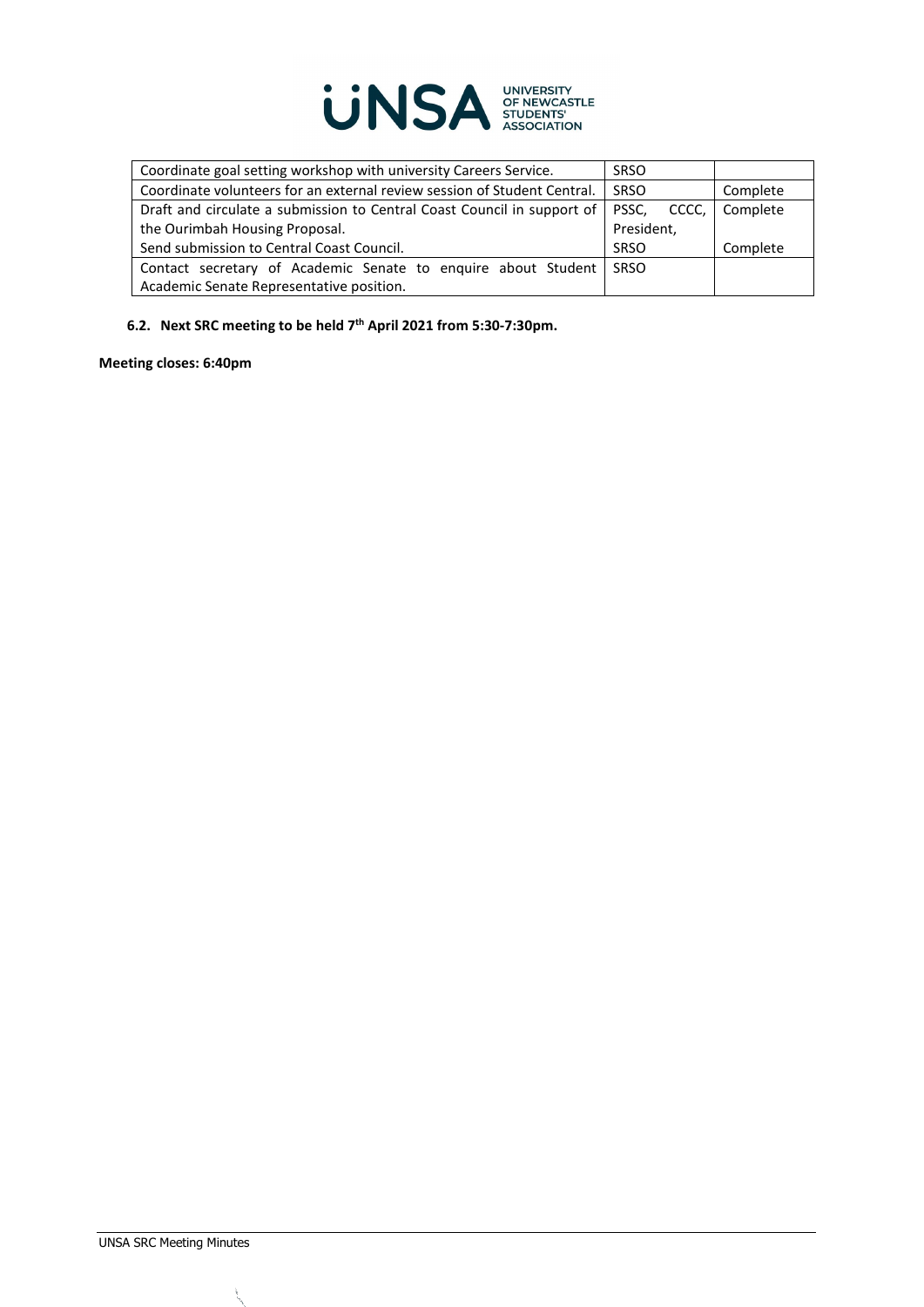| | | |
|---|---|---|
| Coordinate goal setting workshop with university Careers Service. | SRSO | |
| Coordinate volunteers for an external review session of Student Central. | SRSO | Complete |
| Draft and circulate a submission to Central Coast Council in support of the Ourimbah Housing Proposal. | PSSC, CCCC, President, | Complete |
| Send submission to Central Coast Council. | SRSO | Complete |
| Contact secretary of Academic Senate to enquire about Student Academic Senate Representative position. | SRSO | |

**6.2. Next SRC meeting to be held 7th April 2021 from 5:30-7:30pm.**

**Meeting closes: 6:40pm**